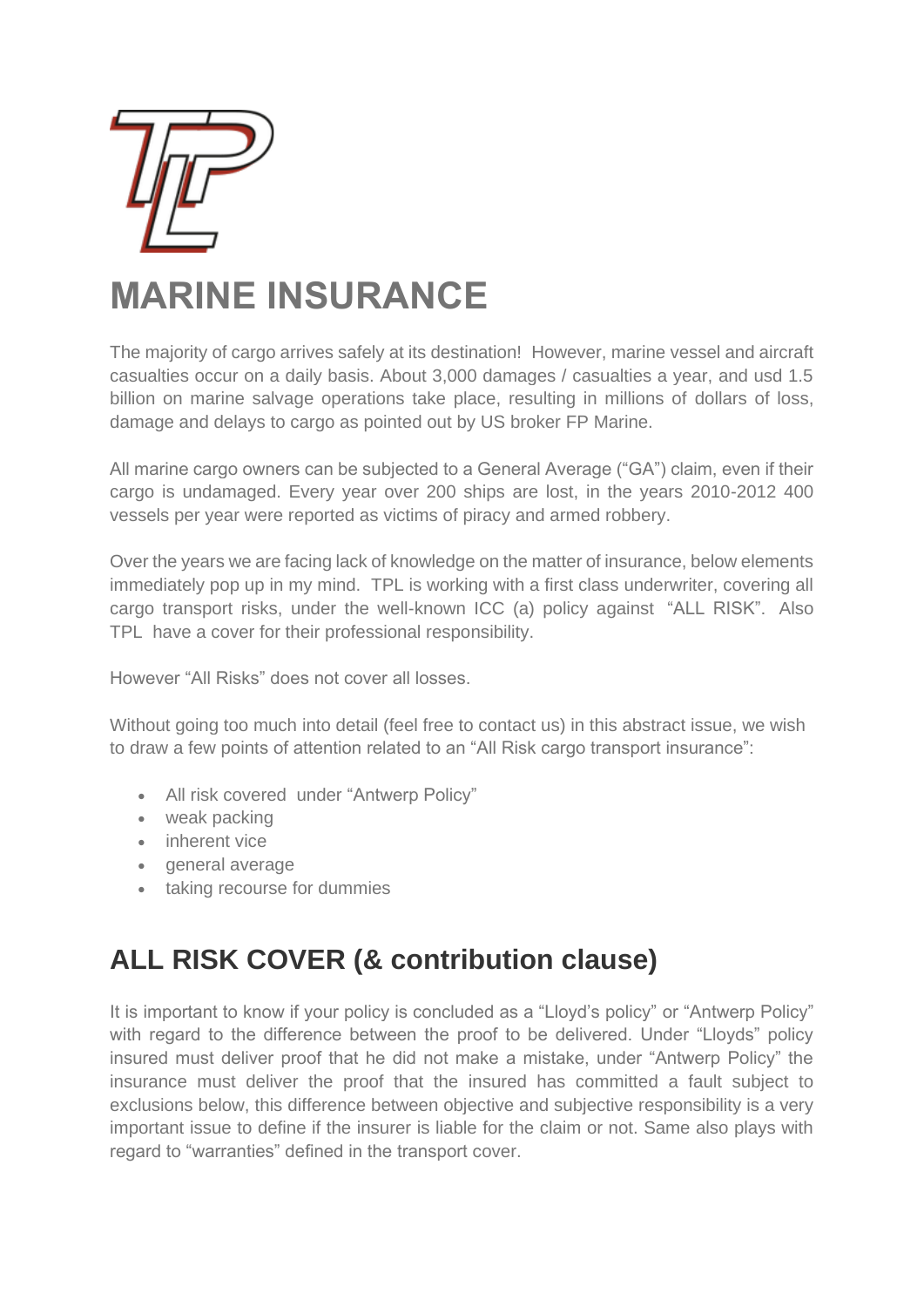# MARINE INSURANCE

The majority of cargo arrives safely at its destination! However, marine vessel and aircraft casualties occur on a daily basis. About 3,000 damages / casualties a year, and usd 1.5 billion on marine salvage operations take place, resulting in millions of dollars of loss, damage and delays to cargo as pointed out by US broker FP Marine.

All marine cargo owners can be subjected to a General Average ("GA") claim, even if their cargo is undamaged. Every year over 200 ships are lost, in the years 2010-2012 400 vessels per year were reported as victims of piracy and armed robbery.

Over the years we are facing lack of knowledge on the matter of insurance, below elements immediately pop up in my mind. TPL is working with a first class underwriter, covering all cargo transport risks, under the well-known ICC (a) policy against "ALL RISK". Also TPL have a cover for their professional responsibility.

However "All Risks" does not cover all losses.

Without going too much into detail (feel free to contact us) in this abstract issue, we wish to draw a few points of attention related to an "All Risk cargo transport insurance":

- All risk covered under "Antwerp Policy"
- weak packing
- inherent vice
- general average
- taking recourse for dummies

## ALL RISK COVER (& contribution clause)

It is important to know if your policy is concluded as a "Lloyd's policy" or "Antwerp Policy" with regard to the difference between the proof to be delivered. Under "Lloyds" policy insured must deliver proof that he did not make a mistake, under "Antwerp Policy" the insurance must deliver the proof that the insured has committed a fault subject to exclusions below, this difference between objective and subjective responsibility is a very important issue to define if the insurer is liable for the claim or not. Same also plays with regard to "warranties" defined in the transport cover.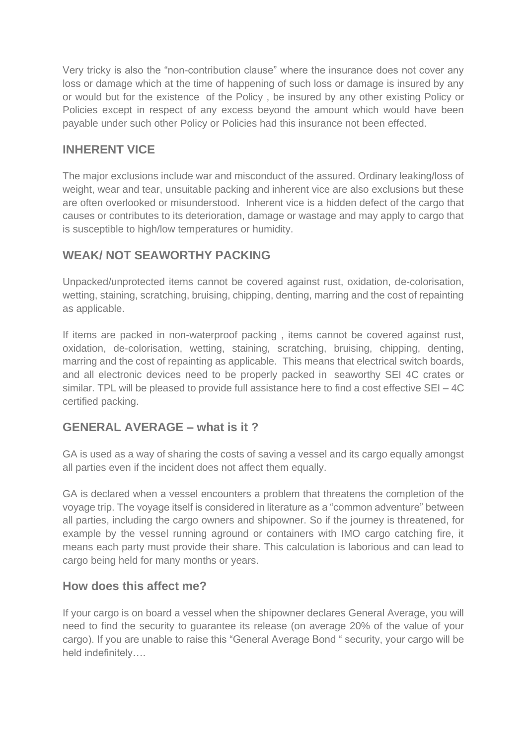Very tricky is also the “non-contribution clause” where the insurance does not cover any loss or damage which at the time of happening of such loss or damage is insured by any or would but for the existence of the Policy , be insured by any other existing Policy or Policies except in respect of any excess beyond the amount which would have been payable under such other Policy or Policies had this insurance not been effected.

## INHERENT VICE

The major exclusions include war and misconduct of the assured. Ordinary leaking/loss of weight, wear and tear, unsuitable packing and inherent vice are also exclusions but these are often overlooked or misunderstood. Inherent vice is a hidden defect of the cargo that causes or contributes to its deterioration, damage or wastage and may apply to cargo that is susceptible to high/low temperatures or humidity.

## WEAK/ NOT SEAWORTHY PACKING

Unpacked/unprotected items cannot be covered against rust, oxidation, de-colorisation, wetting, staining, scratching, bruising, chipping, denting, marring and the cost of repainting as applicable.

If items are packed in non-waterproof packing , items cannot be covered against rust, oxidation, de-colorisation, wetting, staining, scratching, bruising, chipping, denting, marring and the cost of repainting as applicable. This means that electrical switch boards, and all electronic devices need to be properly packed in seaworthy SEI 4C crates or similar. TPL will be pleased to provide full assistance here to find a cost effective SEI – 4C certified packing.

## GENERAL AVERAGE – what is it ?

GA is used as a way of sharing the costs of saving a vessel and its cargo equally amongst all parties even if the incident does not affect them equally.

GA is declared when a vessel encounters a problem that threatens the completion of the voyage trip. The voyage itself is considered in literature as a “common adventure” between all parties, including the cargo owners and shipowner. So if the journey is threatened, for example by the vessel running aground or containers with IMO cargo catching fire, it means each party must provide their share. This calculation is laborious and can lead to cargo being held for many months or years.

## How does this affect me?

If your cargo is on board a vessel when the shipowner declares General Average, you will need to find the security to guarantee its release (on average 20% of the value of your cargo). If you are unable to raise this “General Average Bond “ security, your cargo will be held indefinitely….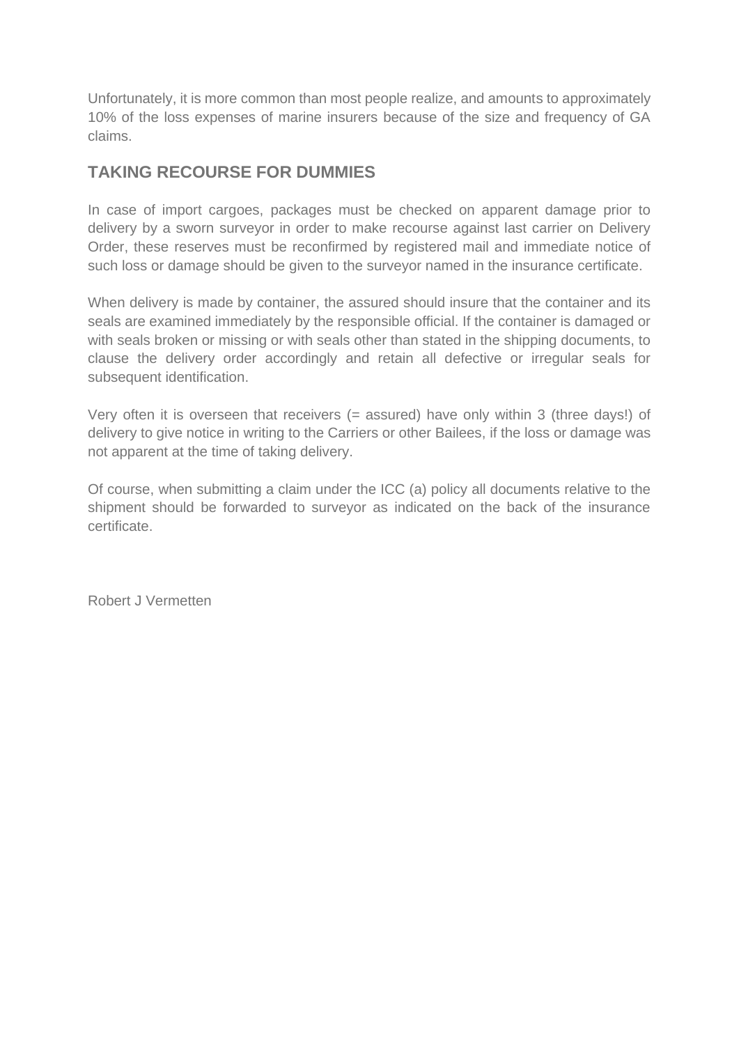Unfortunately, it is more common than most people realize, and amounts to approximately 10% of the loss expenses of marine insurers because of the size and frequency of GA claims.

## TAKING RECOURSE FOR DUMMIES

In case of import cargoes, packages must be checked on apparent damage prior to delivery by a sworn surveyor in order to make recourse against last carrier on Delivery Order, these reserves must be reconfirmed by registered mail and immediate notice of such loss or damage should be given to the surveyor named in the insurance certificate.

When delivery is made by container, the assured should insure that the container and its seals are examined immediately by the responsible official. If the container is damaged or with seals broken or missing or with seals other than stated in the shipping documents, to clause the delivery order accordingly and retain all defective or irregular seals for subsequent identification.

Very often it is overseen that receivers (= assured) have only within 3 (three days!) of delivery to give notice in writing to the Carriers or other Bailees, if the loss or damage was not apparent at the time of taking delivery.

Of course, when submitting a claim under the ICC (a) policy all documents relative to the shipment should be forwarded to surveyor as indicated on the back of the insurance certificate.

Robert J Vermetten